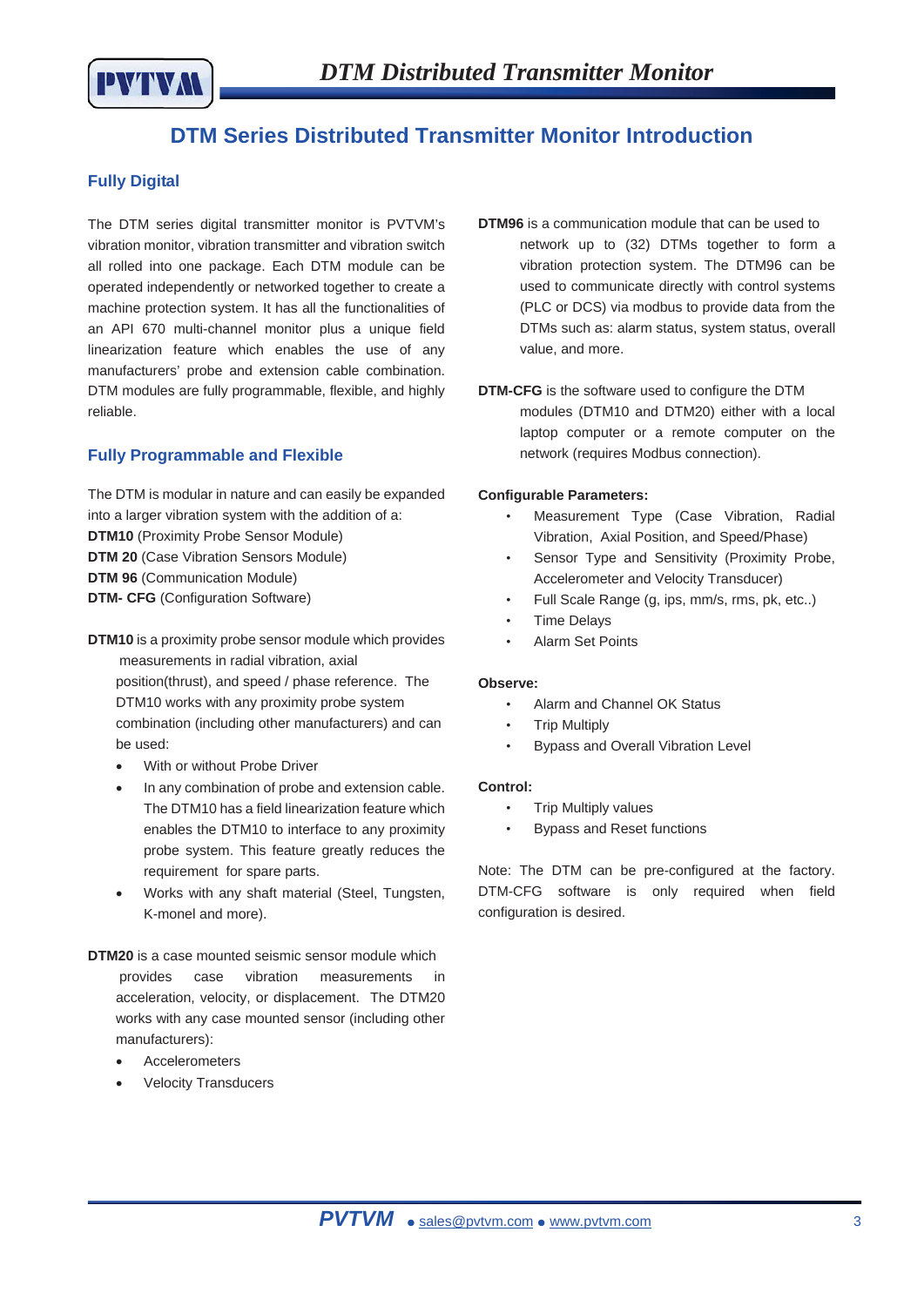# DTM Series Distributed Transmitter Monitor Introduction

## Fully Digital

The DTM series digital transmitter monitor is PVTVM's vibration monitor, vibration transmitter and vibration switch all rolled into one package. Each DTM module can be operated independently or networked together to create a machine protection system. It has all the functionalities of an API 670 multi-channel monitor plus a unique field linearization feature which enables the use of any manufacturers' probe and extension cable combination. DTM modules are fully programmable, flexible, and highly reliable.

## Fully Programmable and Flexible

The DTM is modular in nature and can easily be expanded into a larger vibration system with the addition of a:
**DTM10** (Proximity Probe Sensor Module)
**DTM 20** (Case Vibration Sensors Module)
**DTM 96** (Communication Module)
**DTM- CFG** (Configuration Software)

**DTM10** is a proximity probe sensor module which provides measurements in radial vibration, axial position(thrust), and speed / phase reference. The DTM10 works with any proximity probe system combination (including other manufacturers) and can be used:

- With or without Probe Driver
- In any combination of probe and extension cable. The DTM10 has a field linearization feature which enables the DTM10 to interface to any proximity probe system. This feature greatly reduces the requirement for spare parts.
- Works with any shaft material (Steel, Tungsten, K-monel and more).

**DTM20** is a case mounted seismic sensor module which provides case vibration measurements in acceleration, velocity, or displacement. The DTM20 works with any case mounted sensor (including other manufacturers):

- Accelerometers
- Velocity Transducers

**DTM96** is a communication module that can be used to network up to (32) DTMs together to form a vibration protection system. The DTM96 can be used to communicate directly with control systems (PLC or DCS) via modbus to provide data from the DTMs such as: alarm status, system status, overall value, and more.

**DTM-CFG** is the software used to configure the DTM modules (DTM10 and DTM20) either with a local laptop computer or a remote computer on the network (requires Modbus connection).

**Configurable Parameters:**

- Measurement Type (Case Vibration, Radial Vibration, Axial Position, and Speed/Phase)
- Sensor Type and Sensitivity (Proximity Probe, Accelerometer and Velocity Transducer)
- Full Scale Range (g, ips, mm/s, rms, pk, etc..)
- Time Delays
- Alarm Set Points

**Observe:**

- Alarm and Channel OK Status
- Trip Multiply
- Bypass and Overall Vibration Level

**Control:**

- Trip Multiply values
- Bypass and Reset functions

Note: The DTM can be pre-configured at the factory. DTM-CFG software is only required when field configuration is desired.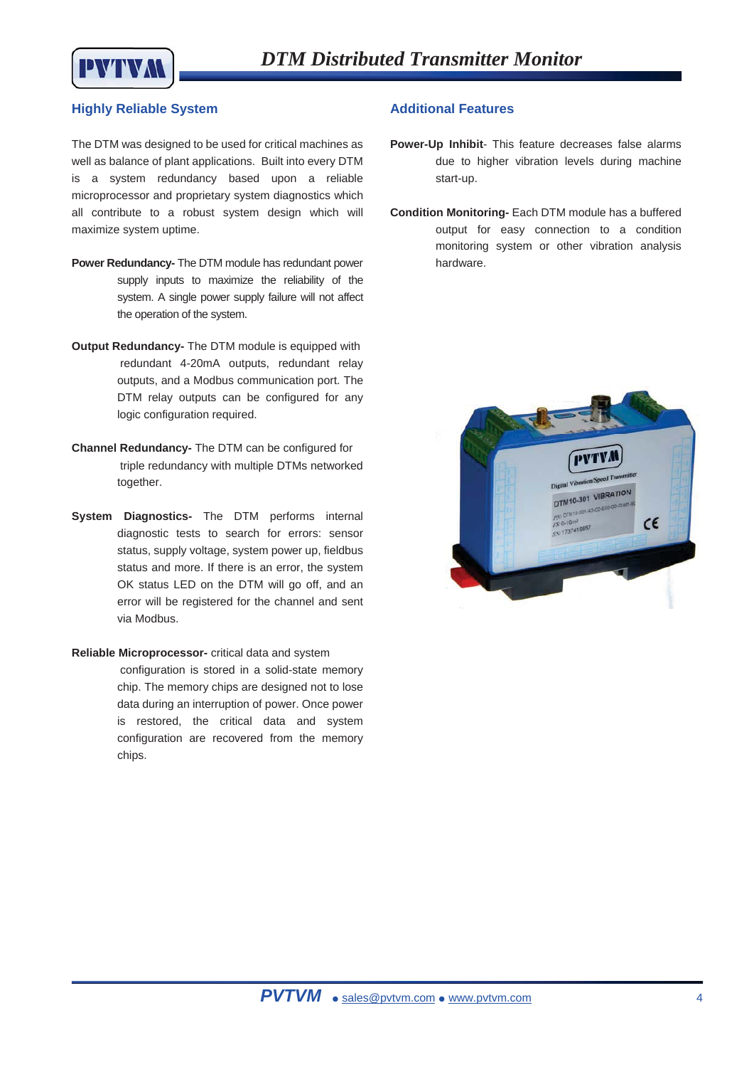## Highly Reliable System

The DTM was designed to be used for critical machines as well as balance of plant applications. Built into every DTM is a system redundancy based upon a reliable microprocessor and proprietary system diagnostics which all contribute to a robust system design which will maximize system uptime.

**Power Redundancy-** The DTM module has redundant power supply inputs to maximize the reliability of the system. A single power supply failure will not affect the operation of the system.

**Output Redundancy-** The DTM module is equipped with redundant 4-20mA outputs, redundant relay outputs, and a Modbus communication port. The DTM relay outputs can be configured for any logic configuration required.

**Channel Redundancy-** The DTM can be configured for triple redundancy with multiple DTMs networked together.

**System Diagnostics-** The DTM performs internal diagnostic tests to search for errors: sensor status, supply voltage, system power up, fieldbus status and more. If there is an error, the system OK status LED on the DTM will go off, and an error will be registered for the channel and sent via Modbus.

**Reliable Microprocessor-** critical data and system configuration is stored in a solid-state memory chip. The memory chips are designed not to lose data during an interruption of power. Once power is restored, the critical data and system configuration are recovered from the memory chips.

## Additional Features

**Power-Up Inhibit**- This feature decreases false alarms due to higher vibration levels during machine start-up.

**Condition Monitoring-** Each DTM module has a buffered output for easy connection to a condition monitoring system or other vibration analysis hardware.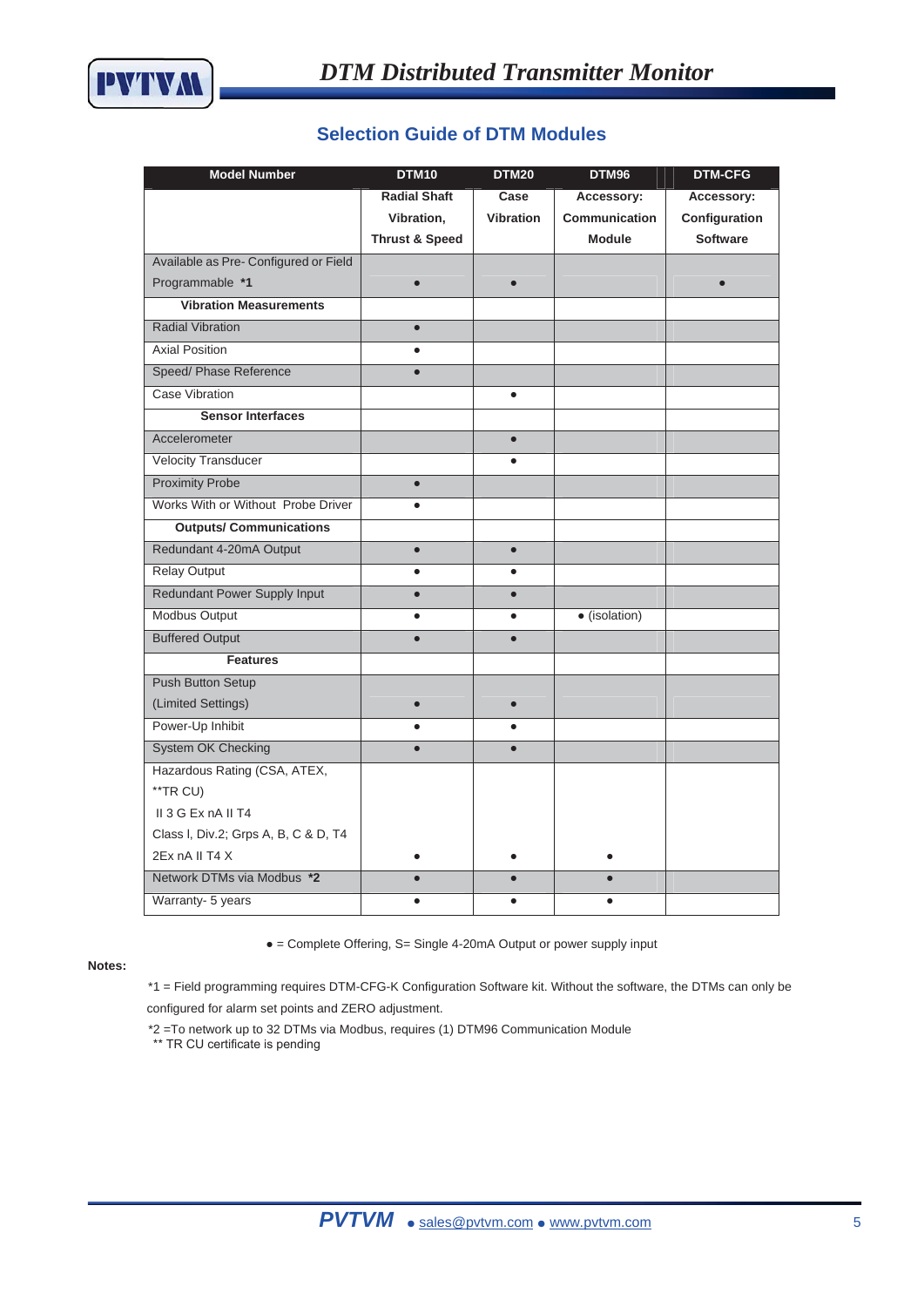## Selection Guide of DTM Modules

| Model Number | DTM10 | DTM20 | DTM96 | DTM-CFG |
|---|---|---|---|---|
| | Radial Shaft Vibration, Thrust & Speed | Case Vibration | Accessory: Communication Module | Accessory: Configuration Software |
| Available as Pre- Configured or Field Programmable **\*1** | • | • | | • |
| **Vibration Measurements** | | | | |
| Radial Vibration | • | | | |
| Axial Position | • | | | |
| Speed/ Phase Reference | • | | | |
| Case Vibration | | • | | |
| **Sensor Interfaces** | | | | |
| Accelerometer | | • | | |
| Velocity Transducer | | • | | |
| Proximity Probe | • | | | |
| Works With or Without Probe Driver | • | | | |
| **Outputs/ Communications** | | | | |
| Redundant 4-20mA Output | • | • | | |
| Relay Output | • | • | | |
| Redundant Power Supply Input | • | • | | |
| Modbus Output | • | • | • (isolation) | |
| Buffered Output | • | • | | |
| **Features** | | | | |
| Push Button Setup (Limited Settings) | • | • | | |
| Power-Up Inhibit | • | • | | |
| System OK Checking | • | • | | |
| Hazardous Rating (CSA, ATEX, **TR CU) II 3 G Ex nA II T4 Class I, Div.2; Grps A, B, C & D, T4 2Ex nA II T4 X | • | • | • | |
| Network DTMs via Modbus **\*2** | • | • | • | |
| Warranty- 5 years | • | • | • | |

• = Complete Offering, S= Single 4-20mA Output or power supply input

**Notes:**

*1 = Field programming requires DTM-CFG-K Configuration Software kit. Without the software, the DTMs can only be configured for alarm set points and ZERO adjustment.

*2 =To network up to 32 DTMs via Modbus, requires (1) DTM96 Communication Module

** TR CU certificate is pending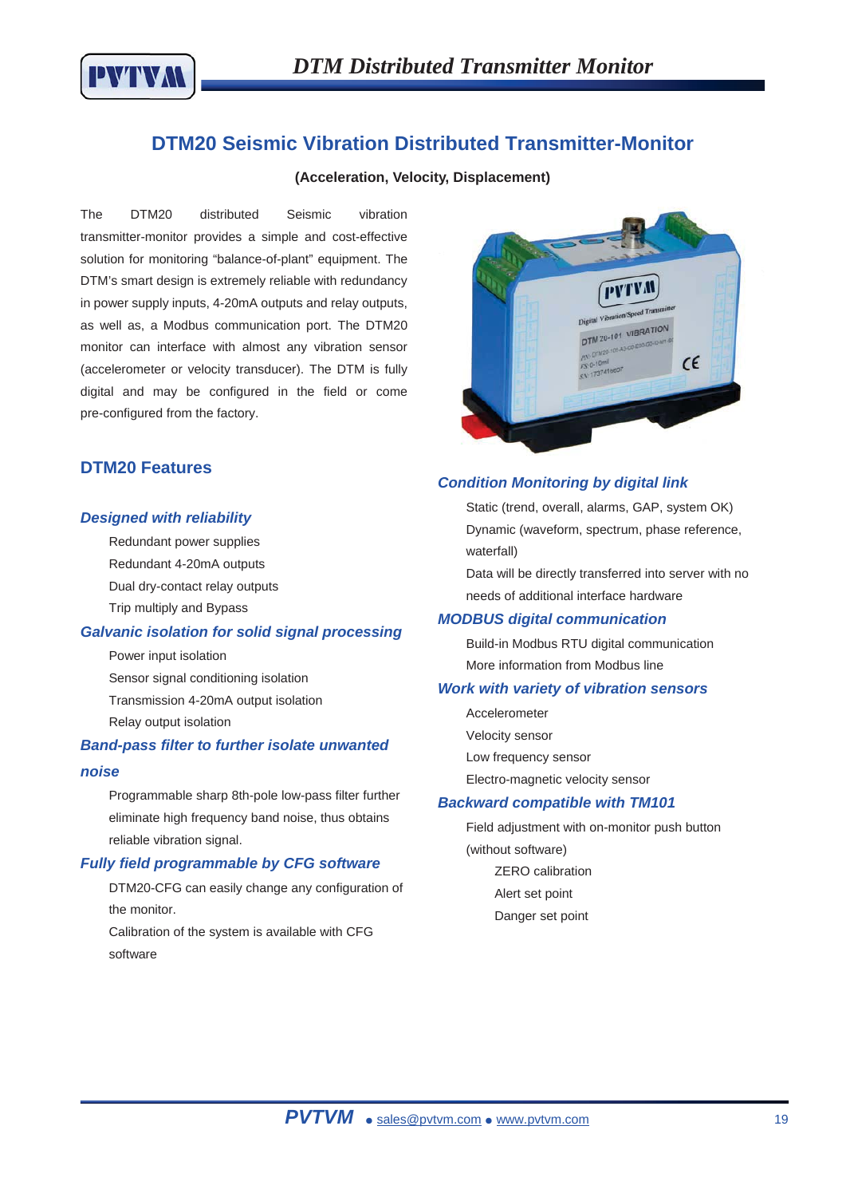# DTM20 Seismic Vibration Distributed Transmitter-Monitor

**(Acceleration, Velocity, Displacement)**

The DTM20 distributed Seismic vibration transmitter-monitor provides a simple and cost-effective solution for monitoring "balance-of-plant" equipment. The DTM's smart design is extremely reliable with redundancy in power supply inputs, 4-20mA outputs and relay outputs, as well as, a Modbus communication port. The DTM20 monitor can interface with almost any vibration sensor (accelerometer or velocity transducer). The DTM is fully digital and may be configured in the field or come pre-configured from the factory.

## DTM20 Features

### *Designed with reliability*

- Redundant power supplies
- Redundant 4-20mA outputs
- Dual dry-contact relay outputs
- Trip multiply and Bypass

### *Galvanic isolation for solid signal processing*

- Power input isolation
- Sensor signal conditioning isolation
- Transmission 4-20mA output isolation
- Relay output isolation

### *Band-pass filter to further isolate unwanted noise*

Programmable sharp 8th-pole low-pass filter further eliminate high frequency band noise, thus obtains reliable vibration signal.

### *Fully field programmable by CFG software*

DTM20-CFG can easily change any configuration of the monitor.

Calibration of the system is available with CFG software

### *Condition Monitoring by digital link*

- Static (trend, overall, alarms, GAP, system OK)
- Dynamic (waveform, spectrum, phase reference, waterfall)
- Data will be directly transferred into server with no needs of additional interface hardware

### *MODBUS digital communication*

- Build-in Modbus RTU digital communication
- More information from Modbus line

### *Work with variety of vibration sensors*

- Accelerometer
- Velocity sensor
- Low frequency sensor
- Electro-magnetic velocity sensor

### *Backward compatible with TM101*

Field adjustment with on-monitor push button (without software)

- ZERO calibration
- Alert set point
- Danger set point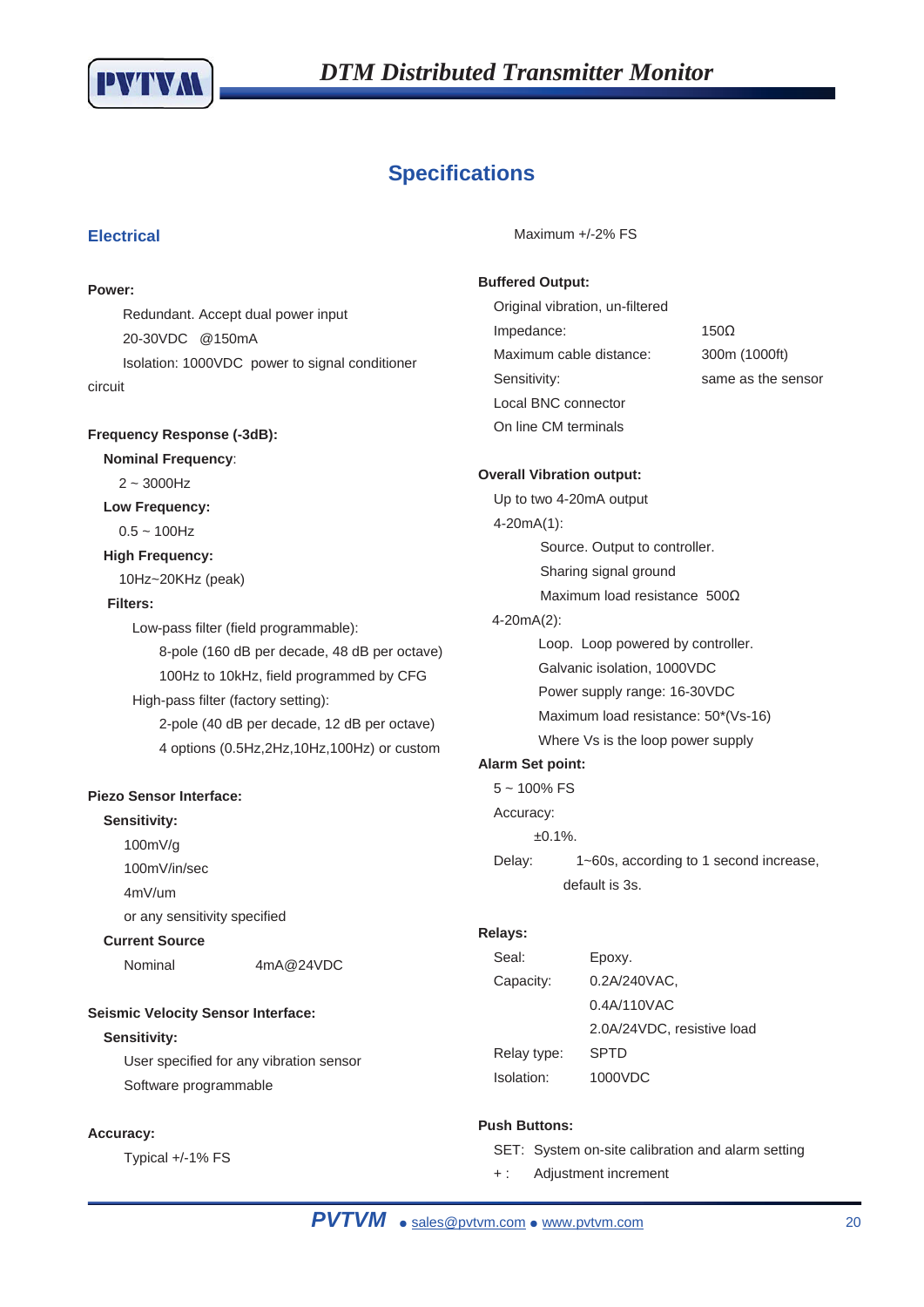## Specifications

### Electrical

**Power:**

Redundant. Accept dual power input

20-30VDC @150mA

Isolation: 1000VDC power to signal conditioner circuit

**Frequency Response (-3dB):**

**Nominal Frequency**:

2 ~ 3000Hz

**Low Frequency:**

0.5 ~ 100Hz

**High Frequency:**

10Hz~20KHz (peak)

**Filters:**

Low-pass filter (field programmable):

8-pole (160 dB per decade, 48 dB per octave)

100Hz to 10kHz, field programmed by CFG

High-pass filter (factory setting):

2-pole (40 dB per decade, 12 dB per octave)

4 options (0.5Hz,2Hz,10Hz,100Hz) or custom

**Piezo Sensor Interface:**

**Sensitivity:**

100mV/g

100mV/in/sec

4mV/um

or any sensitivity specified

**Current Source**

Nominal 4mA@24VDC

**Seismic Velocity Sensor Interface:**

**Sensitivity:**

User specified for any vibration sensor

Software programmable

**Accuracy:**

Typical +/-1% FS

Maximum +/-2% FS

**Buffered Output:**

Original vibration, un-filtered

| | |
|---|---|
| Impedance: | 150Ω |
| Maximum cable distance: | 300m (1000ft) |
| Sensitivity: | same as the sensor |

Local BNC connector

On line CM terminals

**Overall Vibration output:**

Up to two 4-20mA output

4-20mA(1):

Source. Output to controller.

Sharing signal ground

Maximum load resistance 500Ω

4-20mA(2):

Loop. Loop powered by controller.

Galvanic isolation, 1000VDC

Power supply range: 16-30VDC

Maximum load resistance: 50*(Vs-16)

Where Vs is the loop power supply

**Alarm Set point:**

5 ~ 100% FS

Accuracy:

±0.1%.

Delay: 1~60s, according to 1 second increase, default is 3s.

**Relays:**

| | |
|---|---|
| Seal: | Epoxy. |
| Capacity: | 0.2A/240VAC, |
| | 0.4A/110VAC |
| | 2.0A/24VDC, resistive load |
| Relay type: | SPTD |
| Isolation: | 1000VDC |

**Push Buttons:**

SET: System on-site calibration and alarm setting

+ : Adjustment increment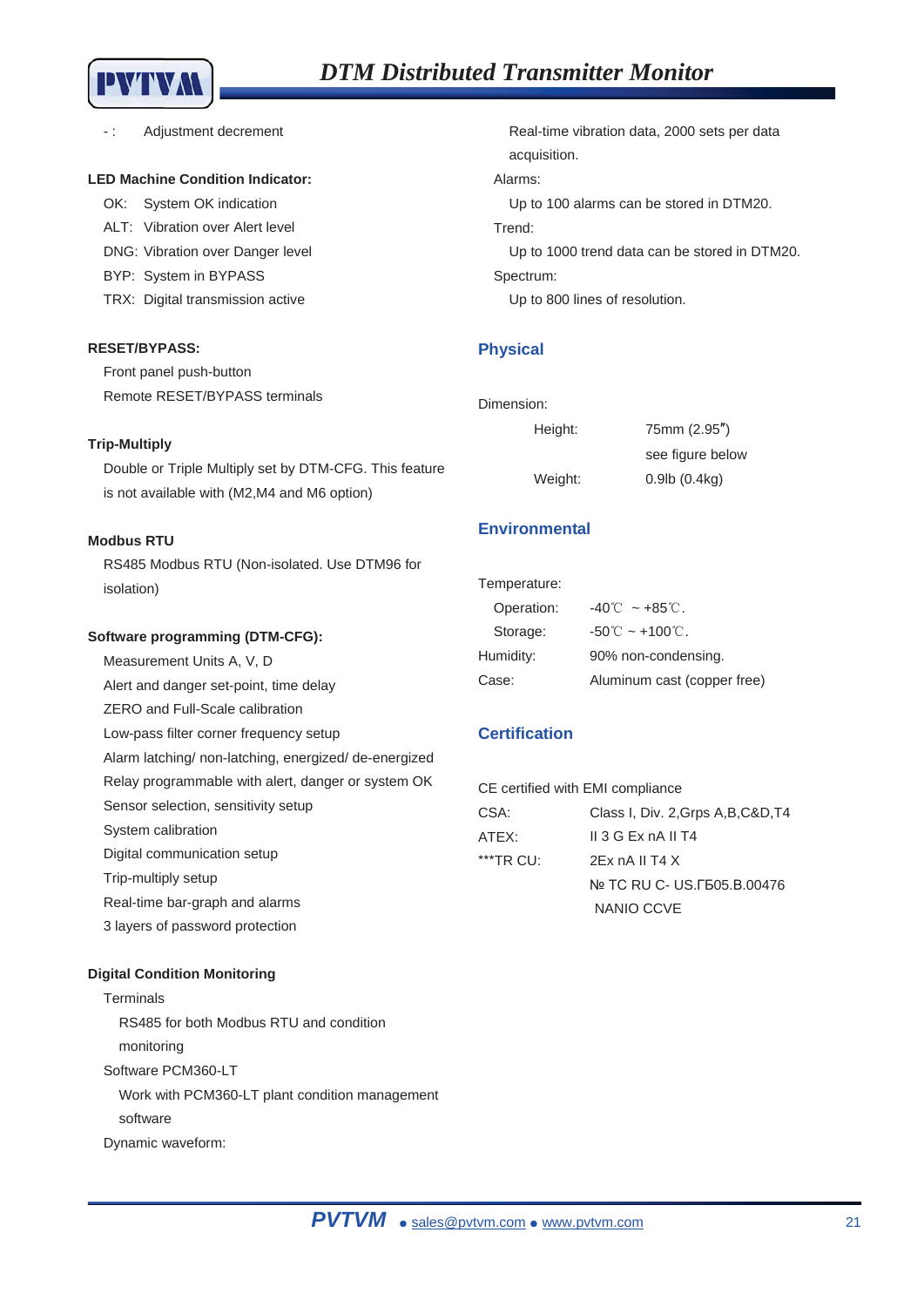- : Adjustment decrement

**LED Machine Condition Indicator:**

- OK: System OK indication
- ALT: Vibration over Alert level
- DNG: Vibration over Danger level
- BYP: System in BYPASS
- TRX: Digital transmission active

**RESET/BYPASS:**

Front panel push-button

Remote RESET/BYPASS terminals

**Trip-Multiply**

Double or Triple Multiply set by DTM-CFG. This feature is not available with (M2,M4 and M6 option)

**Modbus RTU**

RS485 Modbus RTU (Non-isolated. Use DTM96 for isolation)

**Software programming (DTM-CFG):**

- Measurement Units A, V, D
- Alert and danger set-point, time delay
- ZERO and Full-Scale calibration
- Low-pass filter corner frequency setup
- Alarm latching/ non-latching, energized/ de-energized
- Relay programmable with alert, danger or system OK
- Sensor selection, sensitivity setup
- System calibration
- Digital communication setup
- Trip-multiply setup
- Real-time bar-graph and alarms
- 3 layers of password protection

**Digital Condition Monitoring**

Terminals

RS485 for both Modbus RTU and condition monitoring

Software PCM360-LT

Work with PCM360-LT plant condition management software

Dynamic waveform:

Real-time vibration data, 2000 sets per data acquisition.

Alarms:

Up to 100 alarms can be stored in DTM20.

Trend:

Up to 1000 trend data can be stored in DTM20.

Spectrum:

Up to 800 lines of resolution.

## Physical

Dimension:

| | |
|---|---|
| Height: | 75mm (2.95″) |
| | see figure below |
| Weight: | 0.9lb (0.4kg) |

## Environmental

Temperature:

| | |
|---|---|
| Operation: | -40℃ ~ +85℃. |
| Storage: | -50℃ ~ +100℃. |
| Humidity: | 90% non-condensing. |
| Case: | Aluminum cast (copper free) |

## Certification

CE certified with EMI compliance

| | |
|---|---|
| CSA: | Class I, Div. 2,Grps A,B,C&D,T4 |
| ATEX: | II 3 G Ex nA II T4 |
| ***TR CU: | 2Ex nA II T4 X |
| | № TC RU C- US.ГБ05.B.00476 |
| | NANIO CCVE |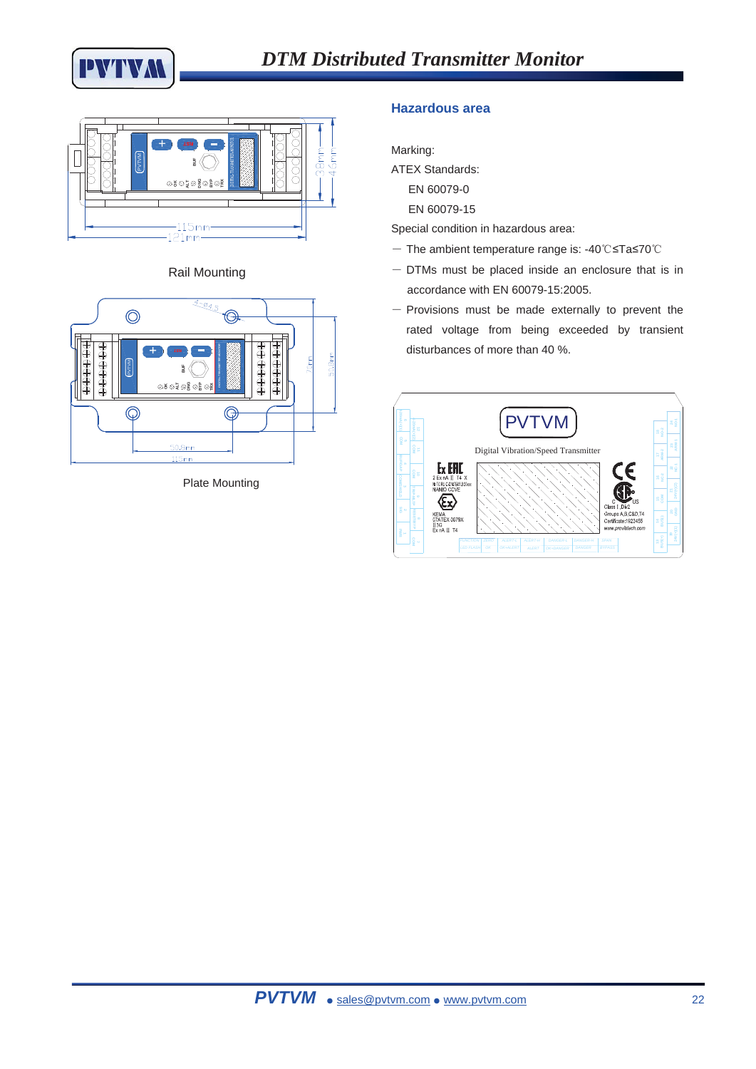Rail Mounting

Plate Mounting

### Hazardous area

Marking:

ATEX Standards:

EN 60079-0

EN 60079-15

Special condition in hazardous area:

- The ambient temperature range is: -40℃≤Ta≤70℃
- DTMs must be placed inside an enclosure that is in accordance with EN 60079-15:2005.
- Provisions must be made externally to prevent the rated voltage from being exceeded by transient disturbances of more than 40 %.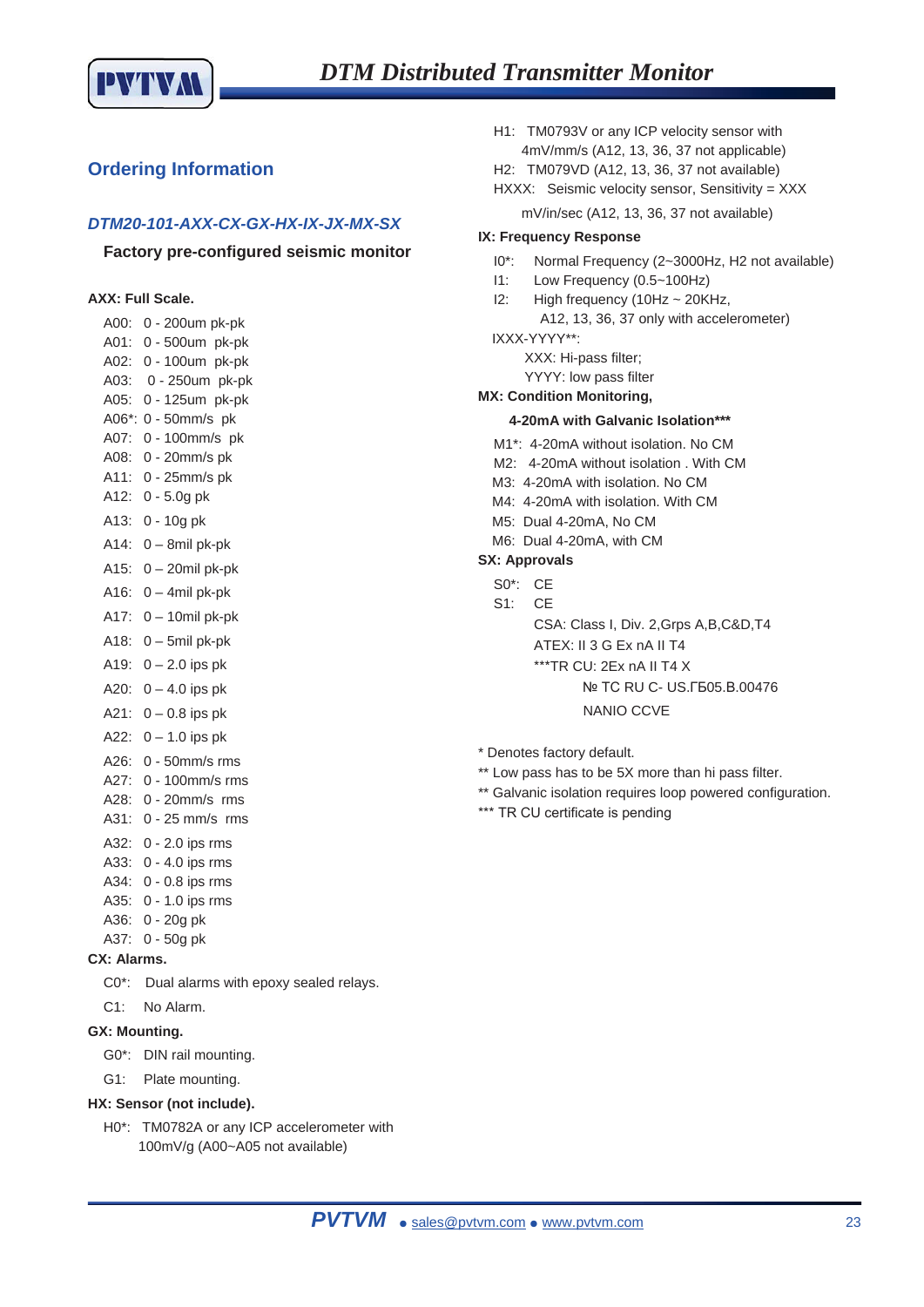## Ordering Information

### *DTM20-101-AXX-CX-GX-HX-IX-JX-MX-SX*

**Factory pre-configured seismic monitor**

**AXX: Full Scale.**

- A00: 0 - 200um pk-pk
- A01: 0 - 500um pk-pk
- A02: 0 - 100um pk-pk
- A03: 0 - 250um pk-pk
- A05: 0 - 125um pk-pk
- A06*: 0 - 50mm/s pk
- A07: 0 - 100mm/s pk
- A08: 0 - 20mm/s pk
- A11: 0 - 25mm/s pk
- A12: 0 - 5.0g pk
- A13: 0 - 10g pk
- A14: 0 – 8mil pk-pk
- A15: 0 – 20mil pk-pk
- A16: 0 – 4mil pk-pk
- A17: 0 – 10mil pk-pk
- A18: 0 – 5mil pk-pk
- A19: 0 – 2.0 ips pk
- A20: 0 – 4.0 ips pk
- A21: 0 – 0.8 ips pk
- A22: 0 – 1.0 ips pk
- A26: 0 - 50mm/s rms
- A27: 0 - 100mm/s rms
- A28: 0 - 20mm/s rms
- A31: 0 - 25 mm/s rms
- A32: 0 - 2.0 ips rms
- A33: 0 - 4.0 ips rms
- A34: 0 - 0.8 ips rms
- A35: 0 - 1.0 ips rms
- A36: 0 - 20g pk
- A37: 0 - 50g pk

**CX: Alarms.**

- C0*: Dual alarms with epoxy sealed relays.
- C1: No Alarm.

**GX: Mounting.**

- G0*: DIN rail mounting.
- G1: Plate mounting.

**HX: Sensor (not include).**

- H0*: TM0782A or any ICP accelerometer with 100mV/g (A00~A05 not available)
- H1: TM0793V or any ICP velocity sensor with 4mV/mm/s (A12, 13, 36, 37 not applicable)
- H2: TM079VD (A12, 13, 36, 37 not available)
- HXXX: Seismic velocity sensor, Sensitivity = XXX mV/in/sec (A12, 13, 36, 37 not available)

**IX: Frequency Response**

- I0*: Normal Frequency (2~3000Hz, H2 not available)
- I1: Low Frequency (0.5~100Hz)
- I2: High frequency (10Hz ~ 20KHz, A12, 13, 36, 37 only with accelerometer)
- IXXX-YYYY**:
  - XXX: Hi-pass filter;
  - YYYY: low pass filter

**MX: Condition Monitoring,**

**4-20mA with Galvanic Isolation*****

- M1*: 4-20mA without isolation. No CM
- M2: 4-20mA without isolation . With CM
- M3: 4-20mA with isolation. No CM
- M4: 4-20mA with isolation. With CM
- M5: Dual 4-20mA, No CM
- M6: Dual 4-20mA, with CM

**SX: Approvals**

- S0*: CE
- S1: CE
  - CSA: Class I, Div. 2,Grps A,B,C&D,T4
  - ATEX: II 3 G Ex nA II T4
  - ***TR CU: 2Ex nA II T4 X
    - № TC RU C- US.ГБ05.B.00476
    - NANIO CCVE

\* Denotes factory default.

** Low pass has to be 5X more than hi pass filter.

** Galvanic isolation requires loop powered configuration.

*** TR CU certificate is pending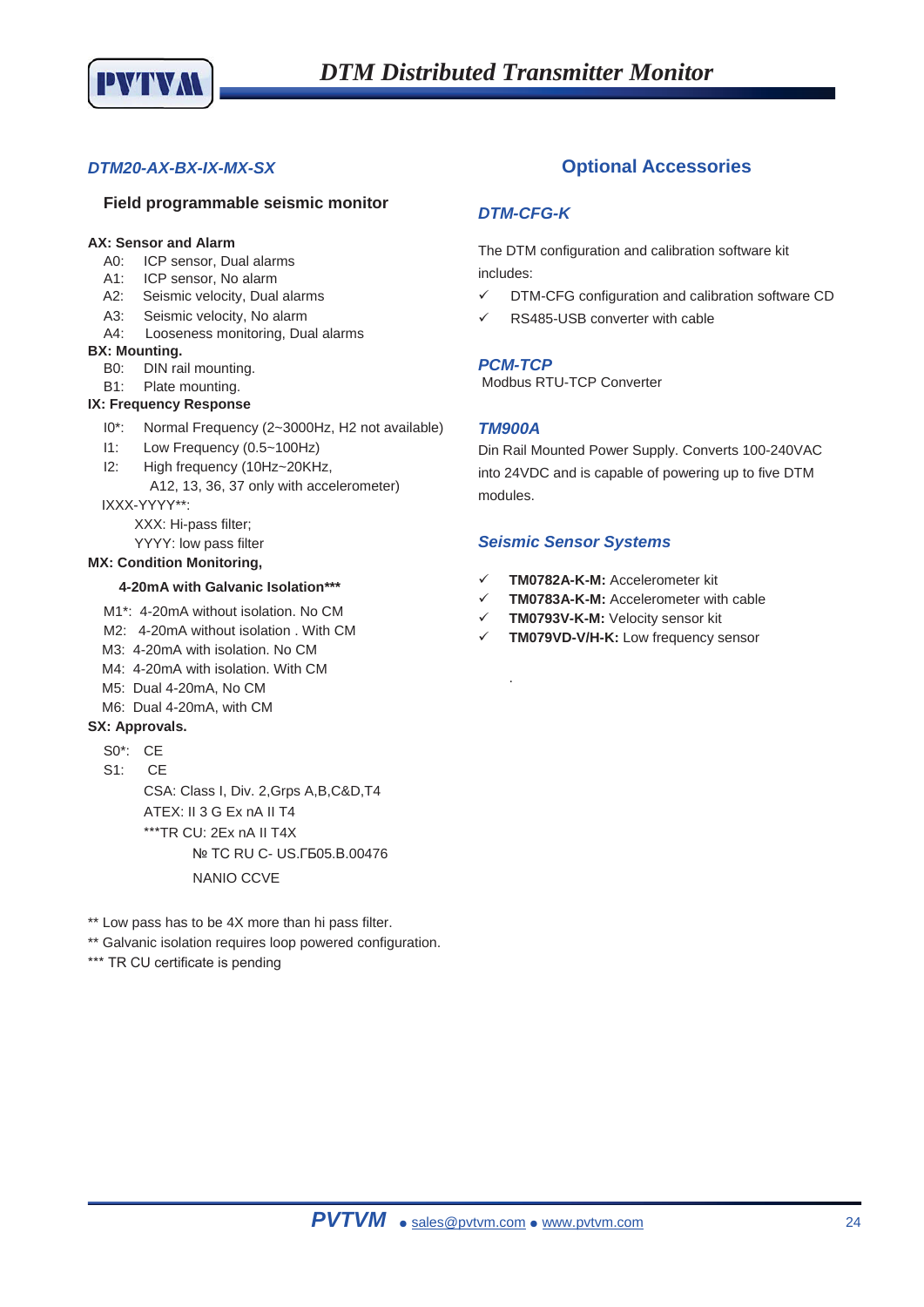## *DTM20-AX-BX-IX-MX-SX*

### Field programmable seismic monitor

**AX: Sensor and Alarm**

- A0: ICP sensor, Dual alarms
- A1: ICP sensor, No alarm
- A2: Seismic velocity, Dual alarms
- A3: Seismic velocity, No alarm
- A4: Looseness monitoring, Dual alarms

**BX: Mounting.**

- B0: DIN rail mounting.
- B1: Plate mounting.

**IX: Frequency Response**

- I0*: Normal Frequency (2~3000Hz, H2 not available)
- I1: Low Frequency (0.5~100Hz)
- I2: High frequency (10Hz~20KHz, A12, 13, 36, 37 only with accelerometer)
- IXXX-YYYY**:
  - XXX: Hi-pass filter;
  - YYYY: low pass filter

**MX: Condition Monitoring,**

**4-20mA with Galvanic Isolation*****

- M1*: 4-20mA without isolation. No CM
- M2: 4-20mA without isolation . With CM
- M3: 4-20mA with isolation. No CM
- M4: 4-20mA with isolation. With CM
- M5: Dual 4-20mA, No CM
- M6: Dual 4-20mA, with CM

**SX: Approvals.**

- S0*: CE
- S1: CE
  - CSA: Class I, Div. 2,Grps A,B,C&D,T4
  - ATEX: II 3 G Ex nA II T4
  - ***TR CU: 2Ex nA II T4X
    - № TC RU C- US.ГБ05.B.00476
    - NANIO CCVE

** Low pass has to be 4X more than hi pass filter.

** Galvanic isolation requires loop powered configuration.

*** TR CU certificate is pending

## Optional Accessories

### *DTM-CFG-K*

The DTM configuration and calibration software kit includes:

- ✓ DTM-CFG configuration and calibration software CD
- ✓ RS485-USB converter with cable

### *PCM-TCP*

Modbus RTU-TCP Converter

### *TM900A*

Din Rail Mounted Power Supply. Converts 100-240VAC into 24VDC and is capable of powering up to five DTM modules.

### *Seismic Sensor Systems*

- ✓ **TM0782A-K-M:** Accelerometer kit
- ✓ **TM0783A-K-M:** Accelerometer with cable
- ✓ **TM0793V-K-M:** Velocity sensor kit
- ✓ **TM079VD-V/H-K:** Low frequency sensor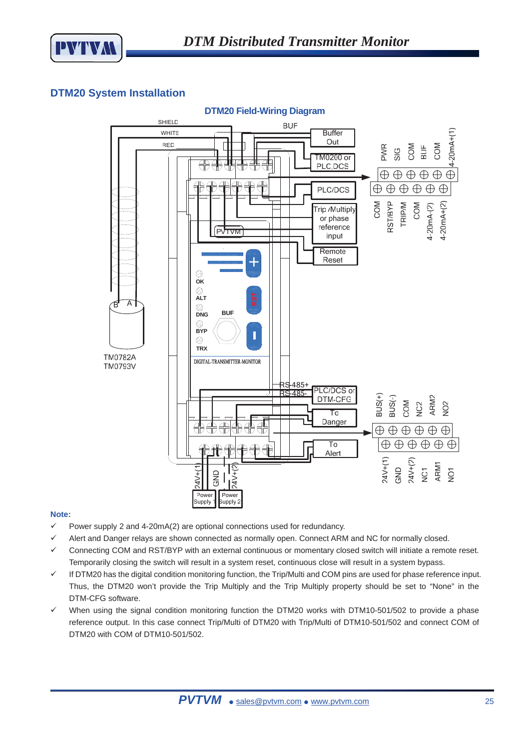## DTM20 System Installation

### DTM20 Field-Wiring Diagram

SHIELD
WHITE
RED

BUF

Buffer Out

TM0200 or PLC,DCS

PLC/DCS

Trip /Multiply or phase reference input

Remote Reset

PVTVM

OK
ALT
DNG
BYP
TRX

BUF

RST

DIGITAL-TRANSMITTER-MONITOR

B A

TM0782A
TM0793V

PWR SIG COM BUF COM 4-20mA+(1)

COM RST/BYP TRIP/M COM 4-20mA-(2) 4-20mA+(2)

RS-485+
RS-485-

PLC/DCS or DTM-CFG

To Danger

To Alert

BUS(+) BUS(-) COM NC2 ARM2 NO2

24V+(1) GND 24V+(2) NC1 ARM1 NO1

24V+(1) GND 24V+(2)

Power Supply 1
Power Supply 2

**Note:**

- ✓ Power supply 2 and 4-20mA(2) are optional connections used for redundancy.
- ✓ Alert and Danger relays are shown connected as normally open. Connect ARM and NC for normally closed.
- ✓ Connecting COM and RST/BYP with an external continuous or momentary closed switch will initiate a remote reset. Temporarily closing the switch will result in a system reset, continuous close will result in a system bypass.
- ✓ If DTM20 has the digital condition monitoring function, the Trip/Multi and COM pins are used for phase reference input. Thus, the DTM20 won't provide the Trip Multiply and the Trip Multiply property should be set to "None" in the DTM-CFG software.
- ✓ When using the signal condition monitoring function the DTM20 works with DTM10-501/502 to provide a phase reference output. In this case connect Trip/Multi of DTM20 with Trip/Multi of DTM10-501/502 and connect COM of DTM20 with COM of DTM10-501/502.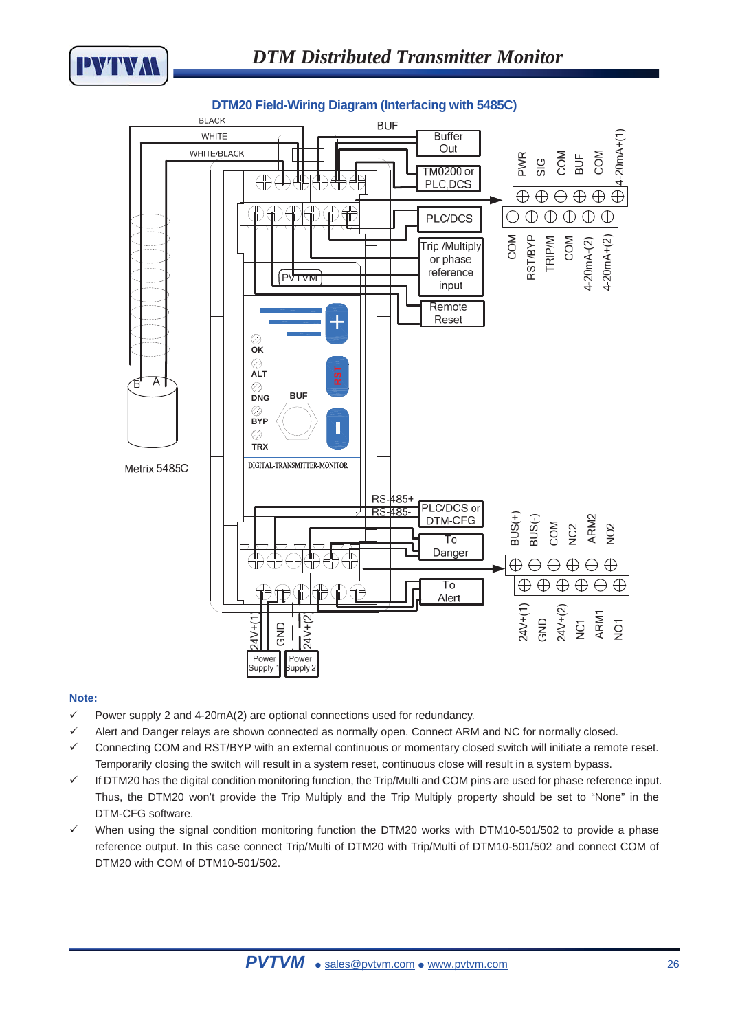## DTM20 Field-Wiring Diagram (Interfacing with 5485C)

**Note:**

- ✓ Power supply 2 and 4-20mA(2) are optional connections used for redundancy.
- ✓ Alert and Danger relays are shown connected as normally open. Connect ARM and NC for normally closed.
- ✓ Connecting COM and RST/BYP with an external continuous or momentary closed switch will initiate a remote reset. Temporarily closing the switch will result in a system reset, continuous close will result in a system bypass.
- ✓ If DTM20 has the digital condition monitoring function, the Trip/Multi and COM pins are used for phase reference input. Thus, the DTM20 won't provide the Trip Multiply and the Trip Multiply property should be set to "None" in the DTM-CFG software.
- ✓ When using the signal condition monitoring function the DTM20 works with DTM10-501/502 to provide a phase reference output. In this case connect Trip/Multi of DTM20 with Trip/Multi of DTM10-501/502 and connect COM of DTM20 with COM of DTM10-501/502.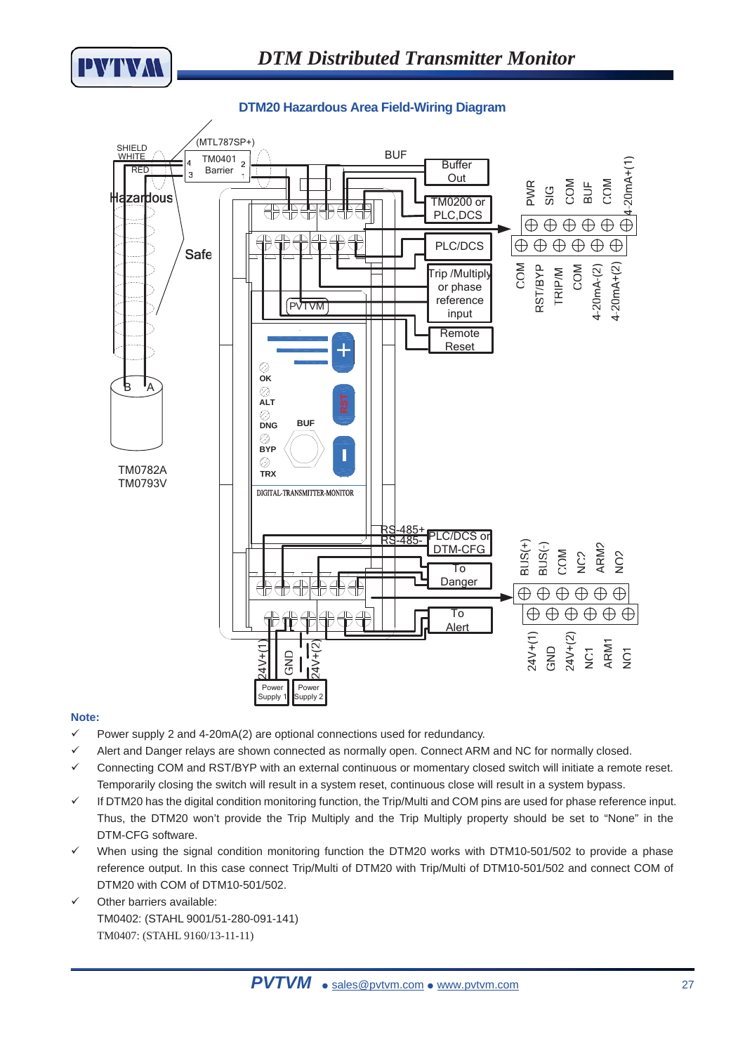### DTM20 Hazardous Area Field-Wiring Diagram

SHIELD
WHITE
RED

(MTL787SP+)

TM0401 Barrier

Hazardous

Safe

BUF

Buffer Out

TM0200 or PLC,DCS

PLC/DCS

Trip /Multiply or phase reference input

Remote Reset

PVTVM

PWR SIG COM BUF COM 4-20mA+(1)

COM RST/BYP TRIP/M COM 4-20mA-(2) 4-20mA+(2)

OK ALT DNG BYP TRX BUF

DIGITAL-TRANSMITTER-MONITOR

RS-485+ RS-485-

PLC/DCS or DTM-CFG

To Danger

To Alert

BUS(+) BUS(-) COM NC2 ARM2 NO2

24V+(1) GND 24V+(2) NC1 ARM1 NO1

24V+(1) GND 24V+(2)

Power Supply 1 Power Supply 2

B A

TM0782A
TM0793V

**Note:**

- ✓ Power supply 2 and 4-20mA(2) are optional connections used for redundancy.
- ✓ Alert and Danger relays are shown connected as normally open. Connect ARM and NC for normally closed.
- ✓ Connecting COM and RST/BYP with an external continuous or momentary closed switch will initiate a remote reset. Temporarily closing the switch will result in a system reset, continuous close will result in a system bypass.
- ✓ If DTM20 has the digital condition monitoring function, the Trip/Multi and COM pins are used for phase reference input. Thus, the DTM20 won't provide the Trip Multiply and the Trip Multiply property should be set to "None" in the DTM-CFG software.
- ✓ When using the signal condition monitoring function the DTM20 works with DTM10-501/502 to provide a phase reference output. In this case connect Trip/Multi of DTM20 with Trip/Multi of DTM10-501/502 and connect COM of DTM20 with COM of DTM10-501/502.
- ✓ Other barriers available:
  TM0402: (STAHL 9001/51-280-091-141)
  TM0407: (STAHL 9160/13-11-11)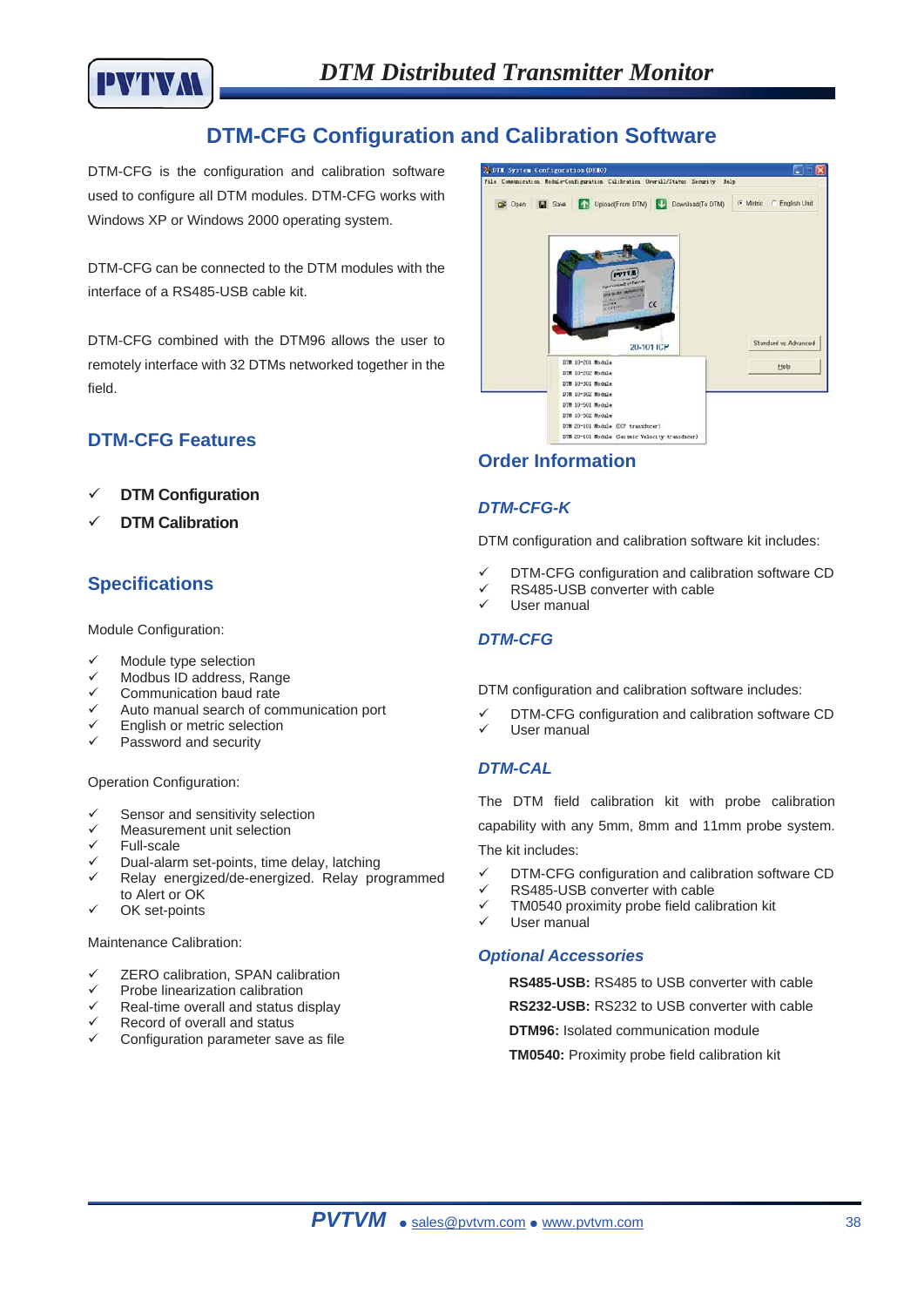# DTM-CFG Configuration and Calibration Software

DTM-CFG is the configuration and calibration software used to configure all DTM modules. DTM-CFG works with Windows XP or Windows 2000 operating system.

DTM-CFG can be connected to the DTM modules with the interface of a RS485-USB cable kit.

DTM-CFG combined with the DTM96 allows the user to remotely interface with 32 DTMs networked together in the field.

## DTM-CFG Features

- ✓ **DTM Configuration**
- ✓ **DTM Calibration**

## Specifications

Module Configuration:

- ✓ Module type selection
- ✓ Modbus ID address, Range
- ✓ Communication baud rate
- ✓ Auto manual search of communication port
- ✓ English or metric selection
- ✓ Password and security

Operation Configuration:

- ✓ Sensor and sensitivity selection
- ✓ Measurement unit selection
- ✓ Full-scale
- ✓ Dual-alarm set-points, time delay, latching
- ✓ Relay energized/de-energized. Relay programmed to Alert or OK
- ✓ OK set-points

Maintenance Calibration:

- ✓ ZERO calibration, SPAN calibration
- ✓ Probe linearization calibration
- ✓ Real-time overall and status display
- ✓ Record of overall and status
- ✓ Configuration parameter save as file

## Order Information

### *DTM-CFG-K*

DTM configuration and calibration software kit includes:

- ✓ DTM-CFG configuration and calibration software CD
- ✓ RS485-USB converter with cable
- ✓ User manual

### *DTM-CFG*

DTM configuration and calibration software includes:

- ✓ DTM-CFG configuration and calibration software CD
- ✓ User manual

### *DTM-CAL*

The DTM field calibration kit with probe calibration capability with any 5mm, 8mm and 11mm probe system. The kit includes:

- ✓ DTM-CFG configuration and calibration software CD
- ✓ RS485-USB converter with cable
- ✓ TM0540 proximity probe field calibration kit
- ✓ User manual

### *Optional Accessories*

**RS485-USB:** RS485 to USB converter with cable

**RS232-USB:** RS232 to USB converter with cable

**DTM96:** Isolated communication module

**TM0540:** Proximity probe field calibration kit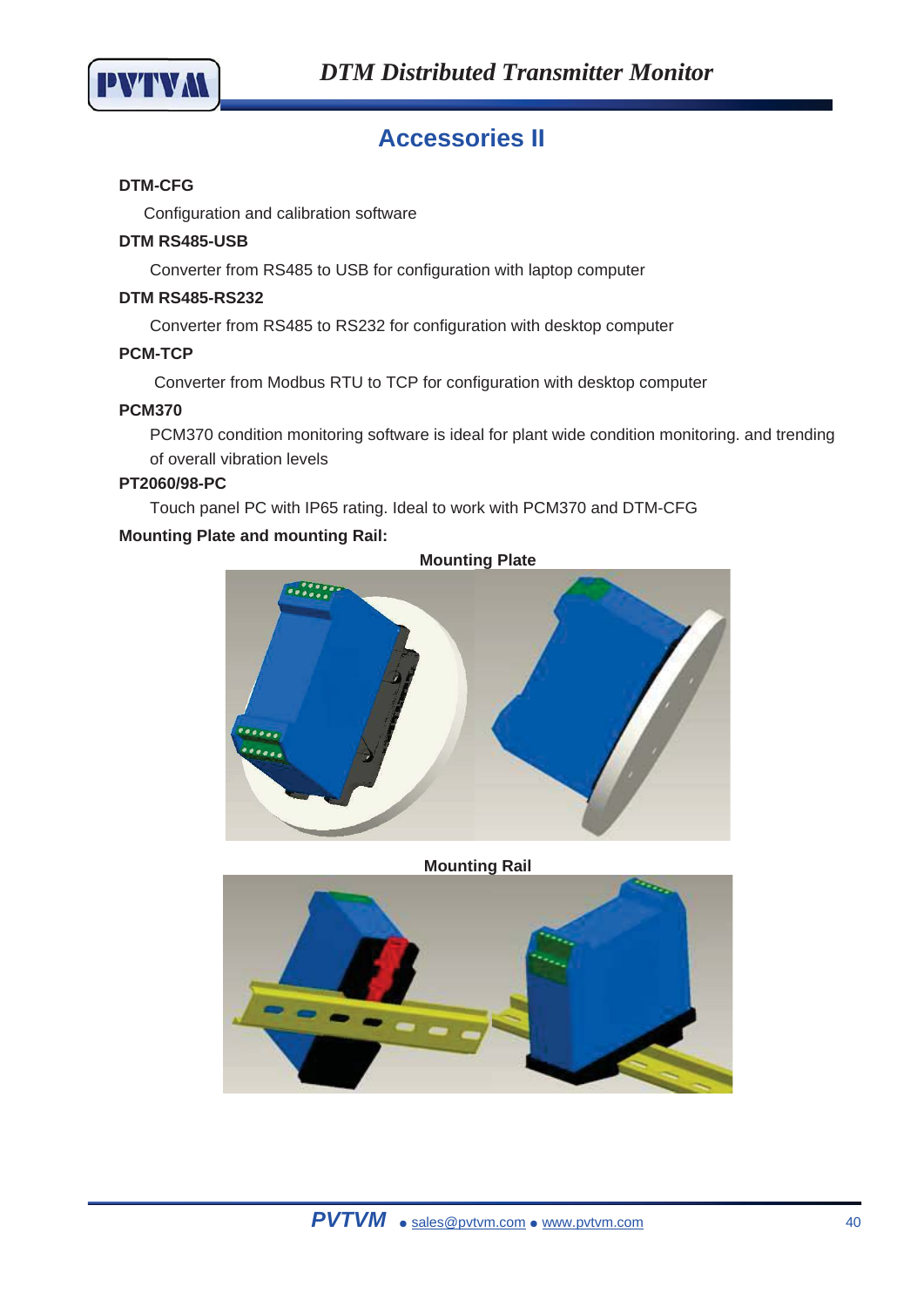# Accessories II

**DTM-CFG**

Configuration and calibration software

**DTM RS485-USB**

Converter from RS485 to USB for configuration with laptop computer

**DTM RS485-RS232**

Converter from RS485 to RS232 for configuration with desktop computer

**PCM-TCP**

Converter from Modbus RTU to TCP for configuration with desktop computer

**PCM370**

PCM370 condition monitoring software is ideal for plant wide condition monitoring. and trending of overall vibration levels

**PT2060/98-PC**

Touch panel PC with IP65 rating. Ideal to work with PCM370 and DTM-CFG

**Mounting Plate and mounting Rail:**

**Mounting Plate**

**Mounting Rail**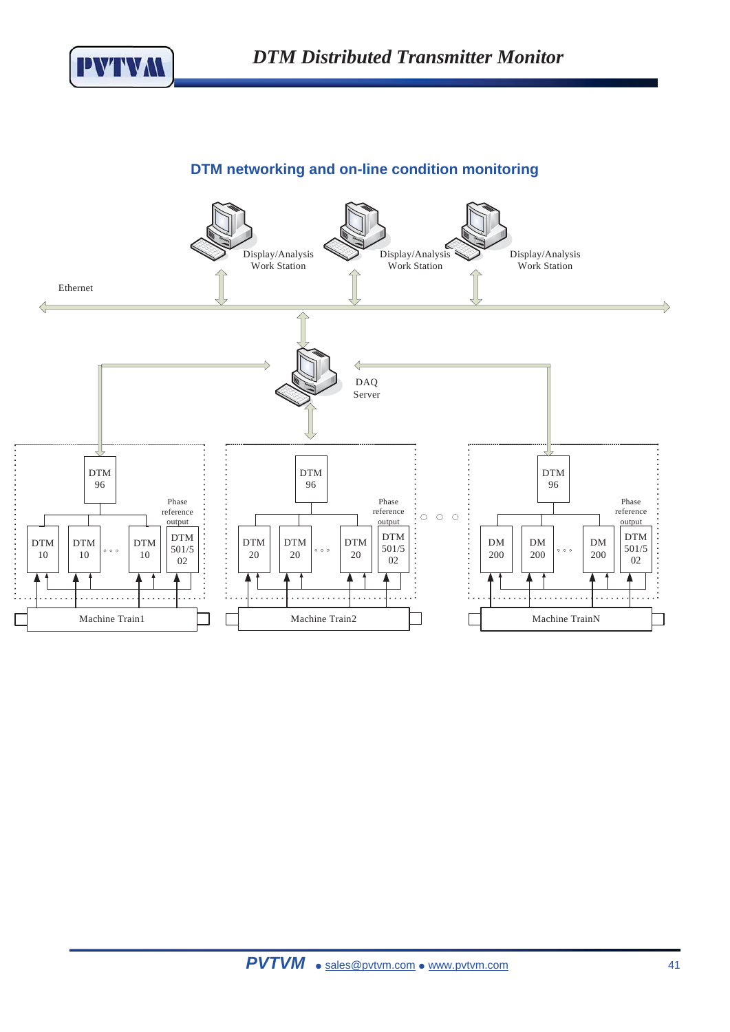## DTM networking and on-line condition monitoring

Display/Analysis Work Station

Display/Analysis Work Station

Display/Analysis Work Station

Ethernet

DAQ Server

DTM 96

Phase reference output

DTM 10 | DTM 10 | DTM 10 | DTM 501/502

Machine Train1

DTM 96

Phase reference output

DTM 20 | DTM 20 | DTM 20 | DTM 501/502

Machine Train2

DTM 96

Phase reference output

DM 200 | DM 200 | DM 200 | DTM 501/502

Machine TrainN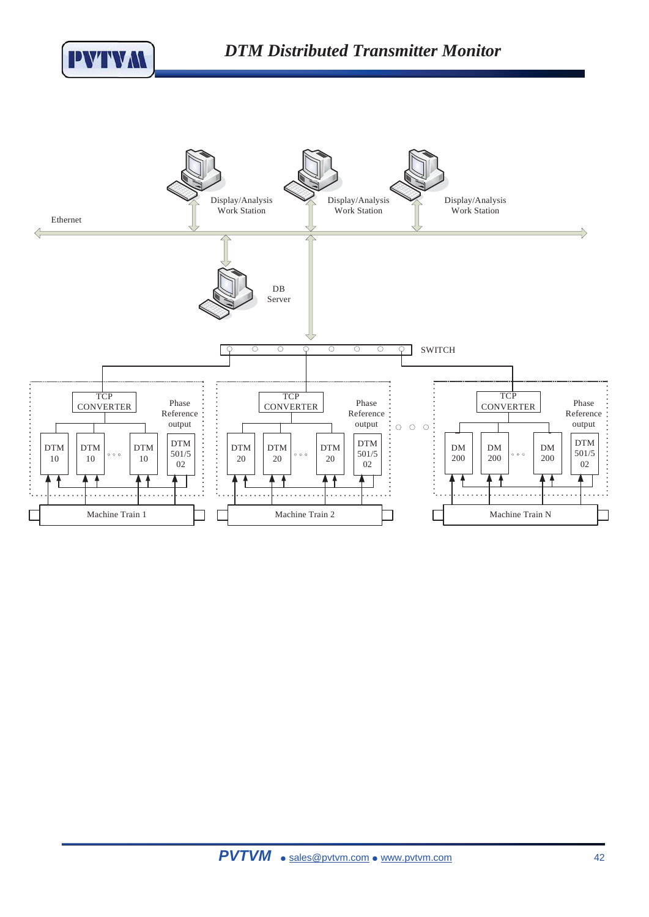Display/Analysis
Work Station

Display/Analysis
Work Station

Display/Analysis
Work Station

Ethernet

DB
Server

SWITCH

TCP
CONVERTER

Phase
Reference
output

DTM
10

DTM
10

DTM
10

DTM
501/5
02

Machine Train 1

TCP
CONVERTER

Phase
Reference
output

DTM
20

DTM
20

DTM
20

DTM
501/5
02

Machine Train 2

TCP
CONVERTER

Phase
Reference
output

DM
200

DM
200

DM
200

DTM
501/5
02

Machine Train N